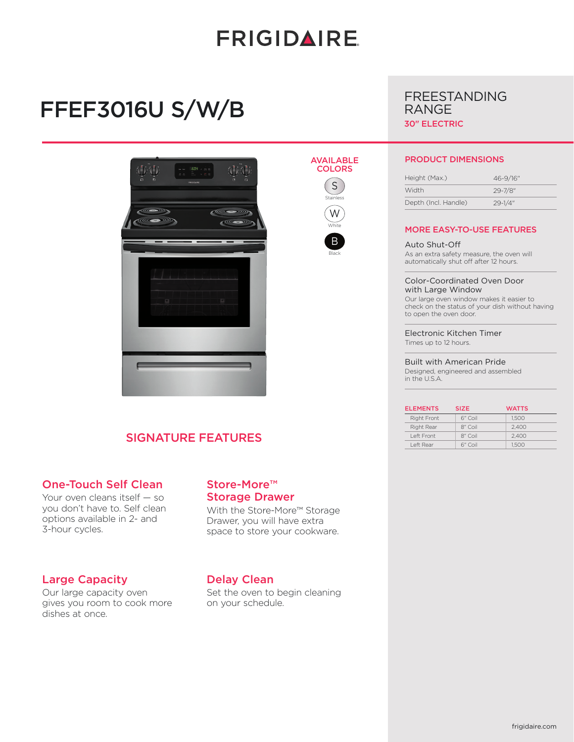FRIGIDAIRE

# FFEF3016U S/W/B

## FREESTANDING RANGE

**30" ELECTRIC**

**AVAILABLE COLORS**

S — Stainless
W — White
B — Black

## SIGNATURE FEATURES

### One-Touch Self Clean

Your oven cleans itself — so you don't have to. Self clean options available in 2- and 3-hour cycles.

### Store-More™ Storage Drawer

With the Store-More™ Storage Drawer, you will have extra space to store your cookware.

### Large Capacity

Our large capacity oven gives you room to cook more dishes at once.

### Delay Clean

Set the oven to begin cleaning on your schedule.

## PRODUCT DIMENSIONS

| | |
|---|---|
| Height (Max.) | 46-9/16" |
| Width | 29-7/8" |
| Depth (Incl. Handle) | 29-1/4" |

## MORE EASY-TO-USE FEATURES

**Auto Shut-Off**
As an extra safety measure, the oven will automatically shut off after 12 hours.

**Color-Coordinated Oven Door with Large Window**
Our large oven window makes it easier to check on the status of your dish without having to open the oven door.

**Electronic Kitchen Timer**
Times up to 12 hours.

**Built with American Pride**
Designed, engineered and assembled in the U.S.A.

| ELEMENTS | SIZE | WATTS |
|---|---|---|
| Right Front | 6" Coil | 1,500 |
| Right Rear | 8" Coil | 2,400 |
| Left Front | 8" Coil | 2,400 |
| Left Rear | 6" Coil | 1,500 |

frigidaire.com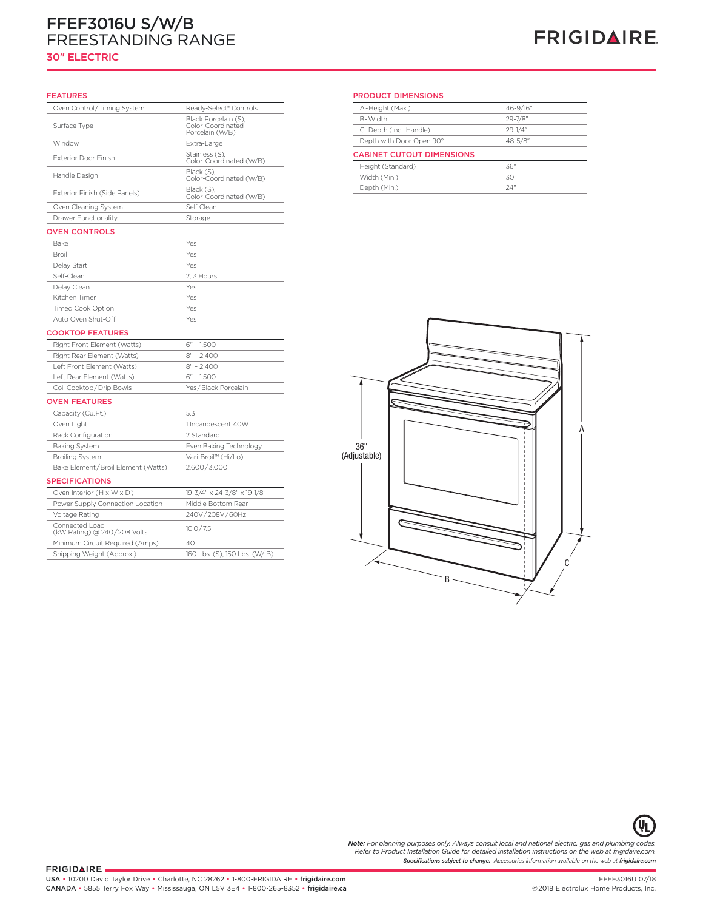# FFEF3016U S/W/B
# FREESTANDING RANGE
## 30" ELECTRIC

FRIGIDAIRE

### FEATURES

| | |
|---|---|
| Oven Control/Timing System | Ready-Select® Controls |
| Surface Type | Black Porcelain (S), Color-Coordinated Porcelain (W/B) |
| Window | Extra-Large |
| Exterior Door Finish | Stainless (S), Color-Coordinated (W/B) |
| Handle Design | Black (S), Color-Coordinated (W/B) |
| Exterior Finish (Side Panels) | Black (S), Color-Coordinated (W/B) |
| Oven Cleaning System | Self Clean |
| Drawer Functionality | Storage |

### OVEN CONTROLS

| | |
|---|---|
| Bake | Yes |
| Broil | Yes |
| Delay Start | Yes |
| Self-Clean | 2, 3 Hours |
| Delay Clean | Yes |
| Kitchen Timer | Yes |
| Timed Cook Option | Yes |
| Auto Oven Shut-Off | Yes |

### COOKTOP FEATURES

| | |
|---|---|
| Right Front Element (Watts) | 6" - 1,500 |
| Right Rear Element (Watts) | 8" - 2,400 |
| Left Front Element (Watts) | 8" - 2,400 |
| Left Rear Element (Watts) | 6" - 1,500 |
| Coil Cooktop/Drip Bowls | Yes/Black Porcelain |

### OVEN FEATURES

| | |
|---|---|
| Capacity (Cu.Ft.) | 5.3 |
| Oven Light | 1 Incandescent 40W |
| Rack Configuration | 2 Standard |
| Baking System | Even Baking Technology |
| Broiling System | Vari-Broil™ (Hi/Lo) |
| Bake Element/Broil Element (Watts) | 2,600/3,000 |

### SPECIFICATIONS

| | |
|---|---|
| Oven Interior (H x W x D) | 19-3/4" x 24-3/8" x 19-1/8" |
| Power Supply Connection Location | Middle Bottom Rear |
| Voltage Rating | 240V/208V/60Hz |
| Connected Load (kW Rating) @ 240/208 Volts | 10.0/7.5 |
| Minimum Circuit Required (Amps) | 40 |
| Shipping Weight (Approx.) | 160 Lbs. (S), 150 Lbs. (W/ B) |

### PRODUCT DIMENSIONS

| | |
|---|---|
| A-Height (Max.) | 46-9/16" |
| B-Width | 29-7/8" |
| C-Depth (Incl. Handle) | 29-1/4" |
| Depth with Door Open 90° | 48-5/8" |

### CABINET CUTOUT DIMENSIONS

| | |
|---|---|
| Height (Standard) | 36" |
| Width (Min.) | 30" |
| Depth (Min.) | 24" |

36" (Adjustable)

A

B

C

*Note: For planning purposes only. Always consult local and national electric, gas and plumbing codes. Refer to Product Installation Guide for detailed installation instructions on the web at frigidaire.com.*

***Specifications subject to change.*** *Accessories information available on the web at* ***frigidaire.com***

FRIGIDAIRE
USA • 10200 David Taylor Drive • Charlotte, NC 28262 • 1-800-FRIGIDAIRE • **frigidaire.com**
CANADA • 5855 Terry Fox Way • Mississauga, ON L5V 3E4 • 1-800-265-8352 • **frigidaire.ca**

FFEF3016U 07/18
©2018 Electrolux Home Products, Inc.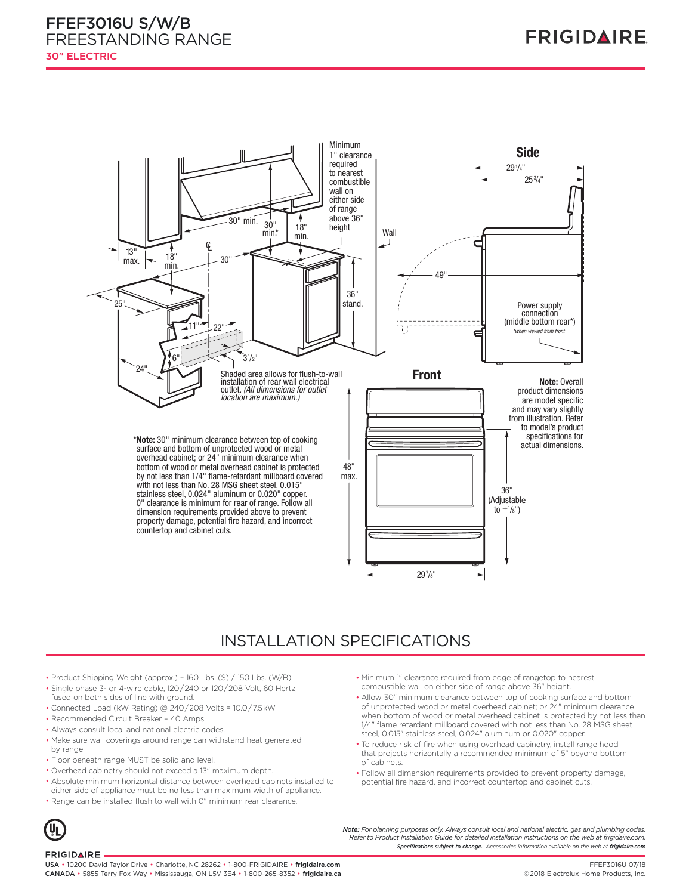# FFEF3016U S/W/B

FREESTANDING RANGE

30" ELECTRIC

FRIGIDAIRE

Minimum 1" clearance required to nearest combustible wall on either side of range above 36" height

30" min.

30" min.*

18" min.

13" max.

18" min.

30"

25"

24"

11"

22"

6"

3 1/2"

36" stand.

Wall

Shaded area allows for flush-to-wall installation of rear wall electrical outlet. *(All dimensions for outlet location are maximum.)*

**Side**

29 1/4"

25 3/4"

49"

Power supply connection (middle bottom rear*)

*when viewed from front*

**Front**

48" max.

36" (Adjustable to ±1/8")

29 7/8"

**Note:** Overall product dimensions are model specific and may vary slightly from illustration. Refer to model's product specifications for actual dimensions.

***Note:** 30" minimum clearance between top of cooking surface and bottom of unprotected wood or metal overhead cabinet; or 24" minimum clearance when bottom of wood or metal overhead cabinet is protected by not less than 1/4" flame-retardant millboard covered with not less than No. 28 MSG sheet steel, 0.015" stainless steel, 0.024" aluminum or 0.020" copper. 0" clearance is minimum for rear of range. Follow all dimension requirements provided above to prevent property damage, potential fire hazard, and incorrect countertop and cabinet cuts.

## INSTALLATION SPECIFICATIONS

- Product Shipping Weight (approx.) – 160 Lbs. (S) / 150 Lbs. (W/B)
- Single phase 3- or 4-wire cable, 120/240 or 120/208 Volt, 60 Hertz, fused on both sides of line with ground.
- Connected Load (kW Rating) @ 240/208 Volts = 10.0/7.5 kW
- Recommended Circuit Breaker – 40 Amps
- Always consult local and national electric codes.
- Make sure wall coverings around range can withstand heat generated by range.
- Floor beneath range MUST be solid and level.
- Overhead cabinetry should not exceed a 13" maximum depth.
- Absolute minimum horizontal distance between overhead cabinets installed to either side of appliance must be no less than maximum width of appliance.
- Range can be installed flush to wall with 0" minimum rear clearance.
- Minimum 1" clearance required from edge of rangetop to nearest combustible wall on either side of range above 36" height.
- Allow 30" minimum clearance between top of cooking surface and bottom of unprotected wood or metal overhead cabinet; or 24" minimum clearance when bottom of wood or metal overhead cabinet is protected by not less than 1/4" flame retardant millboard covered with not less than No. 28 MSG sheet steel, 0.015" stainless steel, 0.024" aluminum or 0.020" copper.
- To reduce risk of fire when using overhead cabinetry, install range hood that projects horizontally a recommended minimum of 5" beyond bottom of cabinets.
- Follow all dimension requirements provided to prevent property damage, potential fire hazard, and incorrect countertop and cabinet cuts.

*Note: For planning purposes only. Always consult local and national electric, gas and plumbing codes. Refer to Product Installation Guide for detailed installation instructions on the web at frigidaire.com.*

***Specifications subject to change.*** *Accessories information available on the web at **frigidaire.com***

FRIGIDAIRE

USA • 10200 David Taylor Drive • Charlotte, NC 28262 • 1-800-FRIGIDAIRE • **frigidaire.com**

CANADA • 5855 Terry Fox Way • Mississauga, ON L5V 3E4 • 1-800-265-8352 • **frigidaire.ca**

FFEF3016U 07/18

©2018 Electrolux Home Products, Inc.